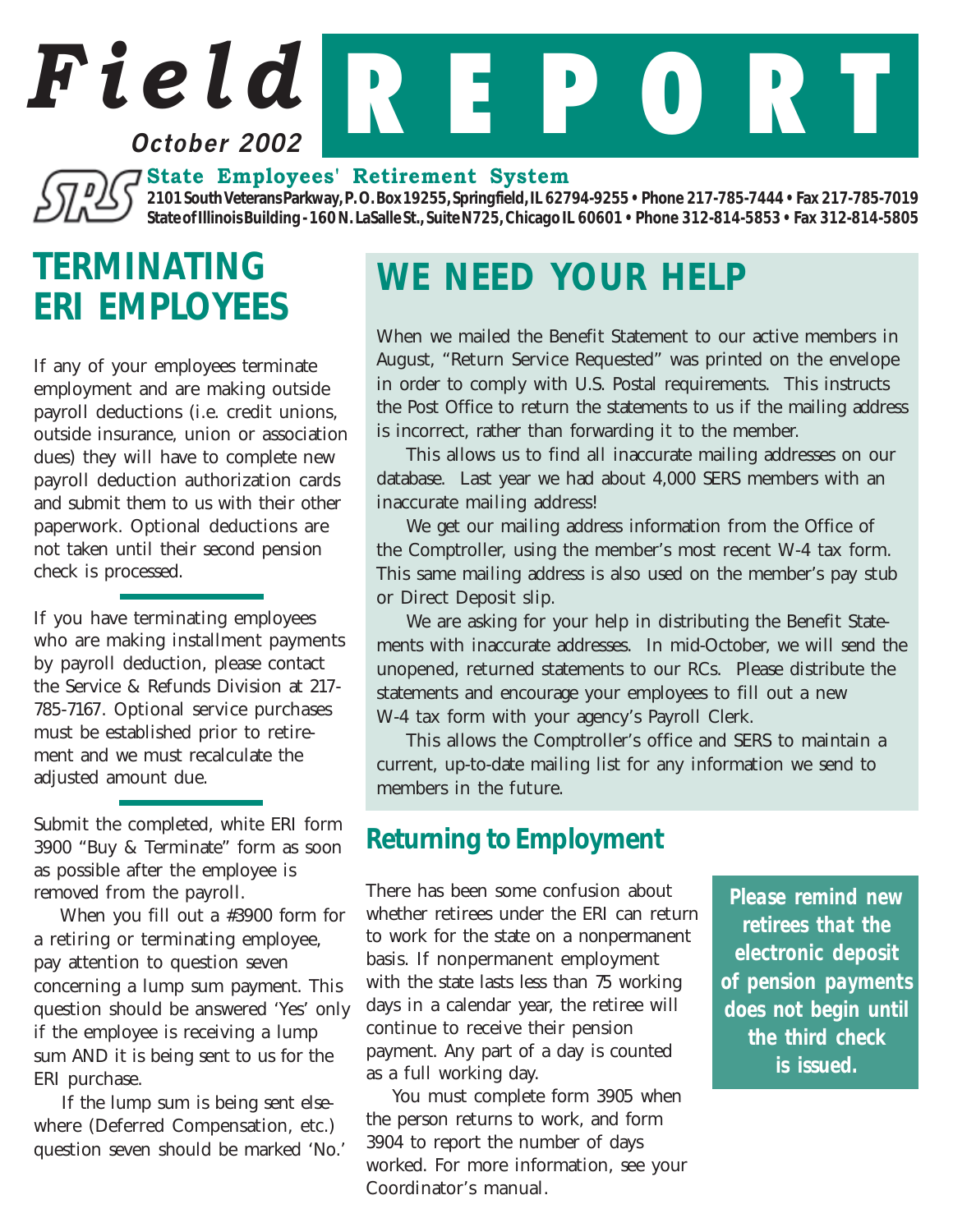# Field REPORT

*October 2002*

**State Employees' Retirement System**

**2101 South Veterans Parkway, P.O. Box 19255, Springfield, IL 62794-9255 • Phone 217-785-7444 • Fax 217-785-7019**
**State of Illinois Building - 160 N. LaSalle St., Suite N725, Chicago IL 60601 • Phone 312-814-5853 • Fax 312-814-5805**

## TERMINATING ERI EMPLOYEES

If any of your employees terminate employment and are making outside payroll deductions (i.e. credit unions, outside insurance, union or association dues) they will have to complete new payroll deduction authorization cards and submit them to us with their other paperwork. Optional deductions are not taken until their second pension check is processed.

---

If you have terminating employees who are making installment payments by payroll deduction, please contact the Service & Refunds Division at 217-785-7167. Optional service purchases must be established prior to retirement and we must recalculate the adjusted amount due.

---

Submit the completed, white ERI form 3900 "Buy & Terminate" form as soon as possible after the employee is removed from the payroll.

When you fill out a #3900 form for a retiring or terminating employee, pay attention to question seven concerning a lump sum payment. This question should be answered 'Yes' only if the employee is receiving a lump sum AND it is being sent to us for the ERI purchase.

If the lump sum is being sent elsewhere (Deferred Compensation, etc.) question seven should be marked 'No.'

## WE NEED YOUR HELP

When we mailed the Benefit Statement to our active members in August, "Return Service Requested" was printed on the envelope in order to comply with U.S. Postal requirements. This instructs the Post Office to return the statements to us if the mailing address is incorrect, rather than forwarding it to the member.

This allows us to find all inaccurate mailing addresses on our database. Last year we had about 4,000 SERS members with an inaccurate mailing address!

We get our mailing address information from the Office of the Comptroller, using the member's most recent W-4 tax form. This same mailing address is also used on the member's pay stub or Direct Deposit slip.

We are asking for your help in distributing the Benefit Statements with inaccurate addresses. In mid-October, we will send the unopened, returned statements to our RCs. Please distribute the statements and encourage your employees to fill out a new W-4 tax form with your agency's Payroll Clerk.

This allows the Comptroller's office and SERS to maintain a current, up-to-date mailing list for any information we send to members in the future.

## Returning to Employment

There has been some confusion about whether retirees under the ERI can return to work for the state on a nonpermanent basis. If nonpermanent employment with the state lasts less than 75 working days in a calendar year, the retiree will continue to receive their pension payment. Any part of a day is counted as a full working day.

You must complete form 3905 when the person returns to work, and form 3904 to report the number of days worked. For more information, see your Coordinator's manual.

***Please remind new retirees that the electronic deposit of pension payments does not begin until the third check is issued.***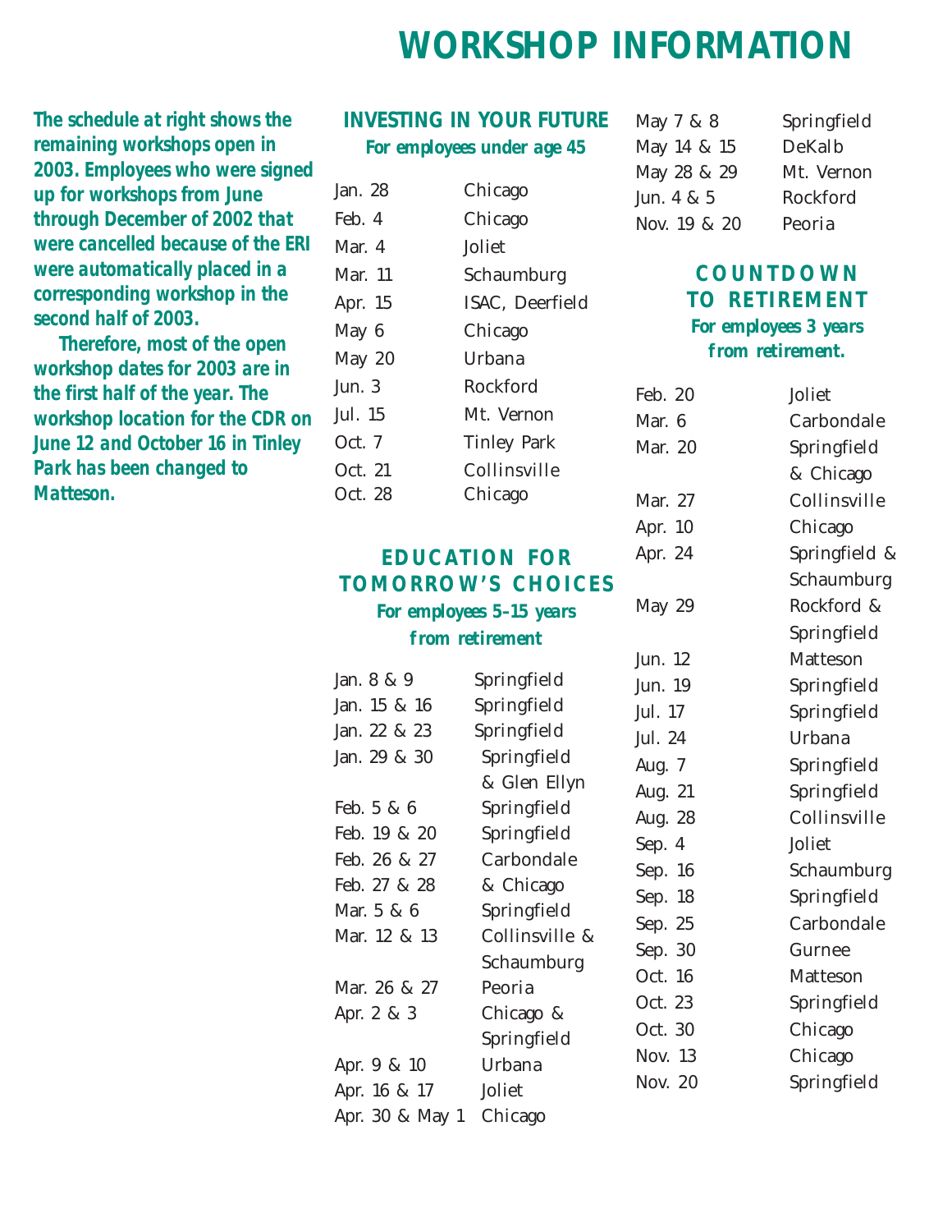# WORKSHOP INFORMATION

**The schedule at right shows the remaining workshops open in 2003. Employees who were signed up for workshops from June through December of 2002 that were cancelled because of the ERI were automatically placed in a corresponding workshop in the second half of 2003.**

**Therefore, most of the open workshop dates for 2003 are in the first half of the year. The workshop location for the CDR on June 12 and October 16 in Tinley Park has been changed to Matteson.**

## INVESTING IN YOUR FUTURE

**For employees under age 45**

| | |
|---|---|
| Jan. 28 | Chicago |
| Feb. 4 | Chicago |
| Mar. 4 | Joliet |
| Mar. 11 | Schaumburg |
| Apr. 15 | ISAC, Deerfield |
| May 6 | Chicago |
| May 20 | Urbana |
| Jun. 3 | Rockford |
| Jul. 15 | Mt. Vernon |
| Oct. 7 | Tinley Park |
| Oct. 21 | Collinsville |
| Oct. 28 | Chicago |

## EDUCATION FOR TOMORROW'S CHOICES

**For employees 5-15 years from retirement**

| | |
|---|---|
| Jan. 8 & 9 | Springfield |
| Jan. 15 & 16 | Springfield |
| Jan. 22 & 23 | Springfield |
| Jan. 29 & 30 | Springfield & Glen Ellyn |
| Feb. 5 & 6 | Springfield |
| Feb. 19 & 20 | Springfield |
| Feb. 26 & 27 | Carbondale |
| Feb. 27 & 28 | & Chicago |
| Mar. 5 & 6 | Springfield |
| Mar. 12 & 13 | Collinsville & Schaumburg |
| Mar. 26 & 27 | Peoria |
| Apr. 2 & 3 | Chicago & Springfield |
| Apr. 9 & 10 | Urbana |
| Apr. 16 & 17 | Joliet |
| Apr. 30 & May 1 | Chicago |
| May 7 & 8 | Springfield |
| May 14 & 15 | DeKalb |
| May 28 & 29 | Mt. Vernon |
| Jun. 4 & 5 | Rockford |
| Nov. 19 & 20 | Peoria |

## COUNTDOWN TO RETIREMENT

**For employees 3 years from retirement.**

| | |
|---|---|
| Feb. 20 | Joliet |
| Mar. 6 | Carbondale |
| Mar. 20 | Springfield & Chicago |
| Mar. 27 | Collinsville |
| Apr. 10 | Chicago |
| Apr. 24 | Springfield & Schaumburg |
| May 29 | Rockford & Springfield |
| Jun. 12 | Matteson |
| Jun. 19 | Springfield |
| Jul. 17 | Springfield |
| Jul. 24 | Urbana |
| Aug. 7 | Springfield |
| Aug. 21 | Springfield |
| Aug. 28 | Collinsville |
| Sep. 4 | Joliet |
| Sep. 16 | Schaumburg |
| Sep. 18 | Springfield |
| Sep. 25 | Carbondale |
| Sep. 30 | Gurnee |
| Oct. 16 | Matteson |
| Oct. 23 | Springfield |
| Oct. 30 | Chicago |
| Nov. 13 | Chicago |
| Nov. 20 | Springfield |